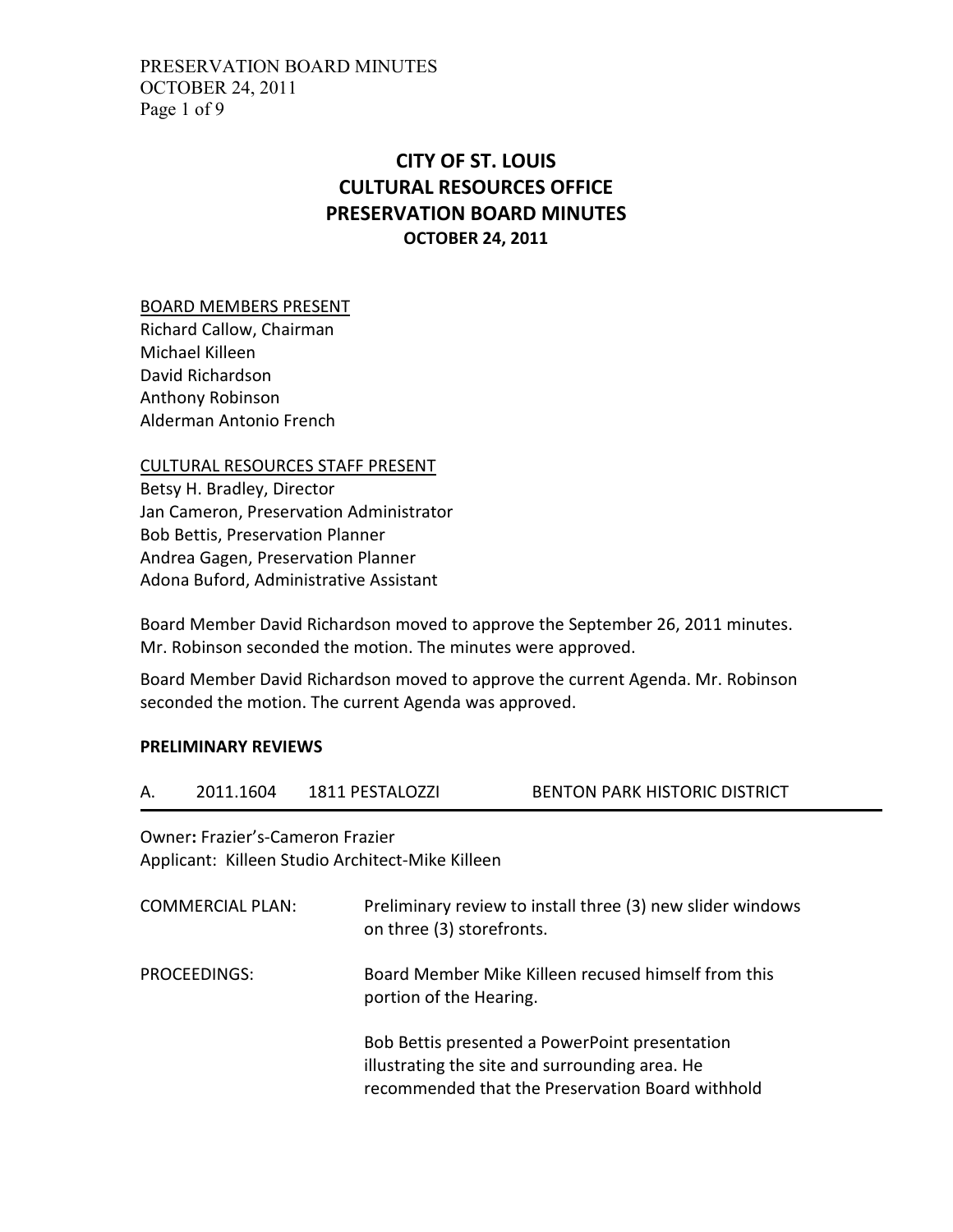# CITY OF ST. LOUIS
# CULTURAL RESOURCES OFFICE
# PRESERVATION BOARD MINUTES
### OCTOBER 24, 2011

BOARD MEMBERS PRESENT
Richard Callow, Chairman
Michael Killeen
David Richardson
Anthony Robinson
Alderman Antonio French

CULTURAL RESOURCES STAFF PRESENT
Betsy H. Bradley, Director
Jan Cameron, Preservation Administrator
Bob Bettis, Preservation Planner
Andrea Gagen, Preservation Planner
Adona Buford, Administrative Assistant

Board Member David Richardson moved to approve the September 26, 2011 minutes. Mr. Robinson seconded the motion. The minutes were approved.

Board Member David Richardson moved to approve the current Agenda. Mr. Robinson seconded the motion. The current Agenda was approved.

**PRELIMINARY REVIEWS**

A. 2011.1604 1811 PESTALOZZI BENTON PARK HISTORIC DISTRICT

Owner**:** Frazier's-Cameron Frazier
Applicant: Killeen Studio Architect-Mike Killeen

COMMERCIAL PLAN: Preliminary review to install three (3) new slider windows on three (3) storefronts.

PROCEEDINGS: Board Member Mike Killeen recused himself from this portion of the Hearing.

Bob Bettis presented a PowerPoint presentation illustrating the site and surrounding area. He recommended that the Preservation Board withhold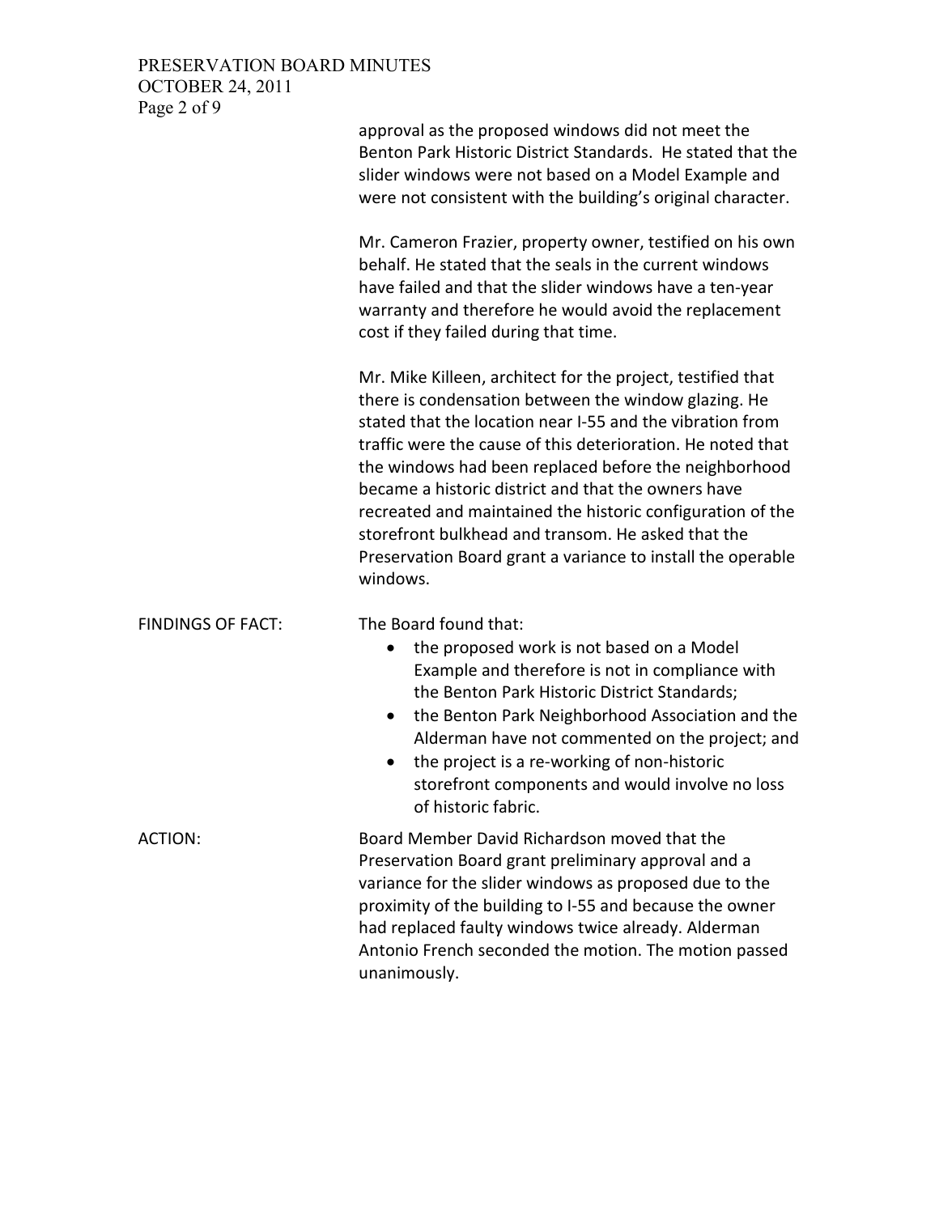approval as the proposed windows did not meet the Benton Park Historic District Standards. He stated that the slider windows were not based on a Model Example and were not consistent with the building's original character.

Mr. Cameron Frazier, property owner, testified on his own behalf. He stated that the seals in the current windows have failed and that the slider windows have a ten-year warranty and therefore he would avoid the replacement cost if they failed during that time.

Mr. Mike Killeen, architect for the project, testified that there is condensation between the window glazing. He stated that the location near I-55 and the vibration from traffic were the cause of this deterioration. He noted that the windows had been replaced before the neighborhood became a historic district and that the owners have recreated and maintained the historic configuration of the storefront bulkhead and transom. He asked that the Preservation Board grant a variance to install the operable windows.

FINDINGS OF FACT: The Board found that:

- the proposed work is not based on a Model Example and therefore is not in compliance with the Benton Park Historic District Standards;
- the Benton Park Neighborhood Association and the Alderman have not commented on the project; and
- the project is a re-working of non-historic storefront components and would involve no loss of historic fabric.

ACTION: Board Member David Richardson moved that the Preservation Board grant preliminary approval and a variance for the slider windows as proposed due to the proximity of the building to I-55 and because the owner had replaced faulty windows twice already. Alderman Antonio French seconded the motion. The motion passed unanimously.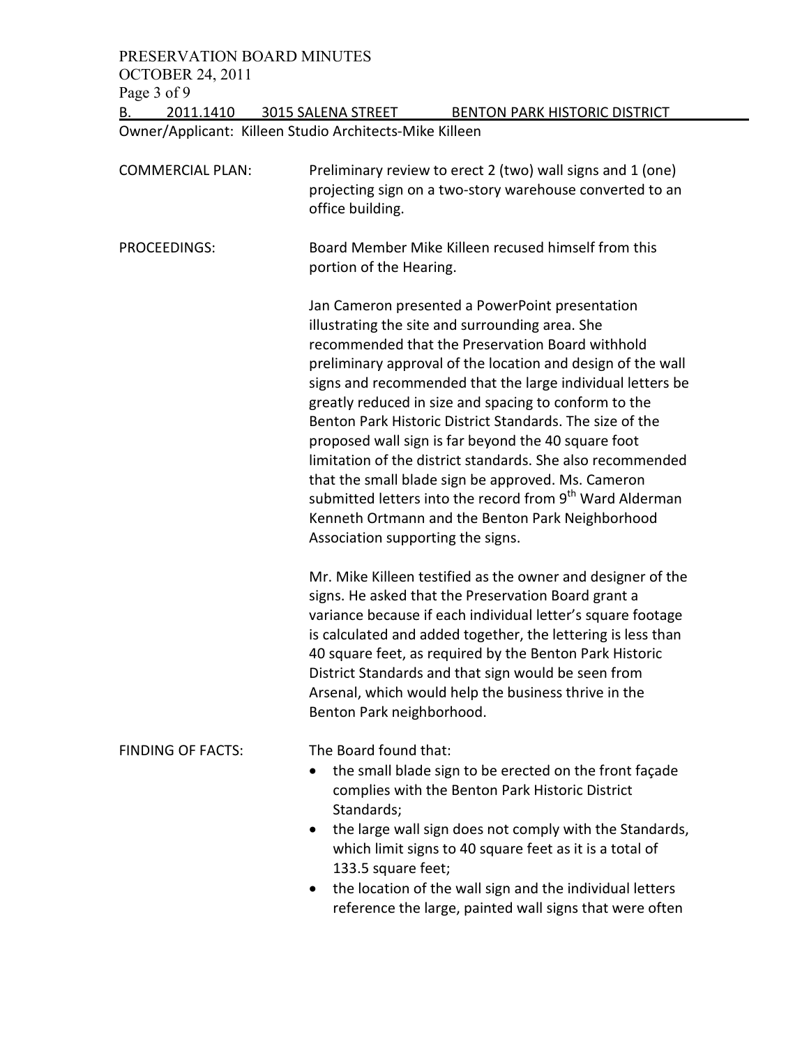B. 2011.1410 3015 SALENA STREET BENTON PARK HISTORIC DISTRICT

Owner/Applicant: Killeen Studio Architects-Mike Killeen

COMMERCIAL PLAN: Preliminary review to erect 2 (two) wall signs and 1 (one) projecting sign on a two-story warehouse converted to an office building.

PROCEEDINGS: Board Member Mike Killeen recused himself from this portion of the Hearing.

Jan Cameron presented a PowerPoint presentation illustrating the site and surrounding area. She recommended that the Preservation Board withhold preliminary approval of the location and design of the wall signs and recommended that the large individual letters be greatly reduced in size and spacing to conform to the Benton Park Historic District Standards. The size of the proposed wall sign is far beyond the 40 square foot limitation of the district standards. She also recommended that the small blade sign be approved. Ms. Cameron submitted letters into the record from 9th Ward Alderman Kenneth Ortmann and the Benton Park Neighborhood Association supporting the signs.

Mr. Mike Killeen testified as the owner and designer of the signs. He asked that the Preservation Board grant a variance because if each individual letter's square footage is calculated and added together, the lettering is less than 40 square feet, as required by the Benton Park Historic District Standards and that sign would be seen from Arsenal, which would help the business thrive in the Benton Park neighborhood.

FINDING OF FACTS: The Board found that:

- the small blade sign to be erected on the front façade complies with the Benton Park Historic District Standards;
- the large wall sign does not comply with the Standards, which limit signs to 40 square feet as it is a total of 133.5 square feet;
- the location of the wall sign and the individual letters reference the large, painted wall signs that were often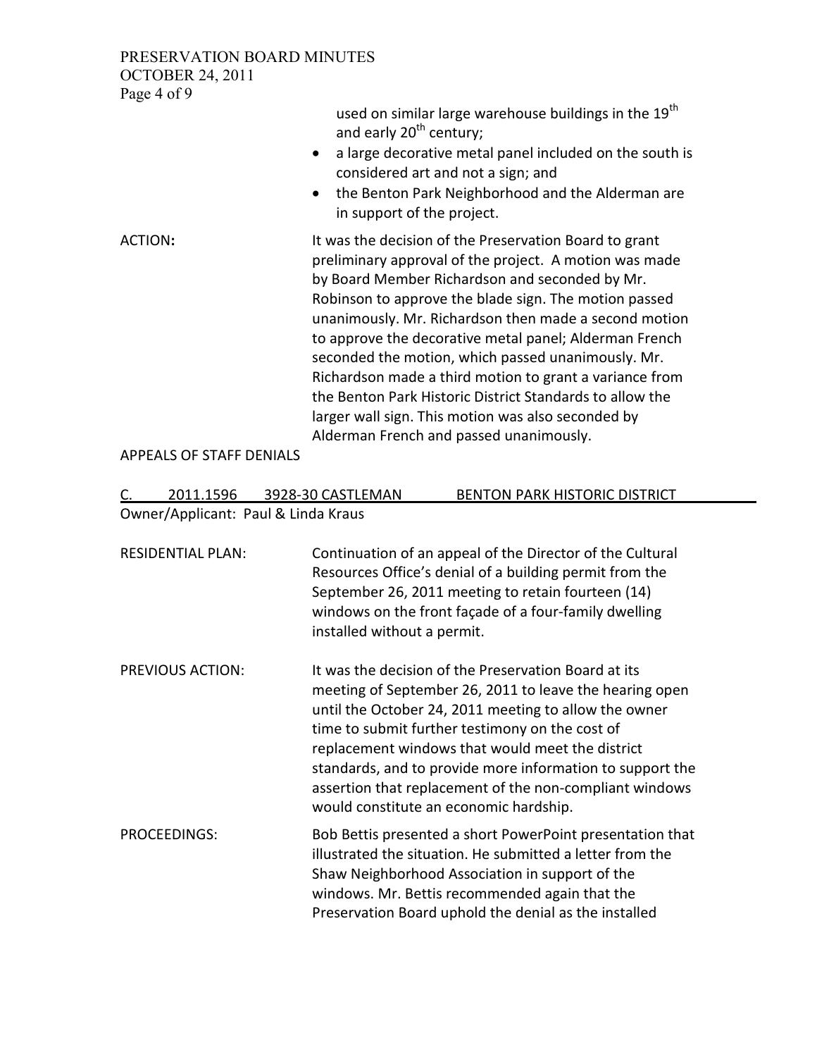used on similar large warehouse buildings in the 19th and early 20th century;

- a large decorative metal panel included on the south is considered art and not a sign; and
- the Benton Park Neighborhood and the Alderman are in support of the project.

ACTION: It was the decision of the Preservation Board to grant preliminary approval of the project. A motion was made by Board Member Richardson and seconded by Mr. Robinson to approve the blade sign. The motion passed unanimously. Mr. Richardson then made a second motion to approve the decorative metal panel; Alderman French seconded the motion, which passed unanimously. Mr. Richardson made a third motion to grant a variance from the Benton Park Historic District Standards to allow the larger wall sign. This motion was also seconded by Alderman French and passed unanimously.

APPEALS OF STAFF DENIALS

C. 2011.1596 3928-30 CASTLEMAN BENTON PARK HISTORIC DISTRICT

Owner/Applicant: Paul & Linda Kraus

RESIDENTIAL PLAN: Continuation of an appeal of the Director of the Cultural Resources Office's denial of a building permit from the September 26, 2011 meeting to retain fourteen (14) windows on the front façade of a four-family dwelling installed without a permit.

PREVIOUS ACTION: It was the decision of the Preservation Board at its meeting of September 26, 2011 to leave the hearing open until the October 24, 2011 meeting to allow the owner time to submit further testimony on the cost of replacement windows that would meet the district standards, and to provide more information to support the assertion that replacement of the non-compliant windows would constitute an economic hardship.

PROCEEDINGS: Bob Bettis presented a short PowerPoint presentation that illustrated the situation. He submitted a letter from the Shaw Neighborhood Association in support of the windows. Mr. Bettis recommended again that the Preservation Board uphold the denial as the installed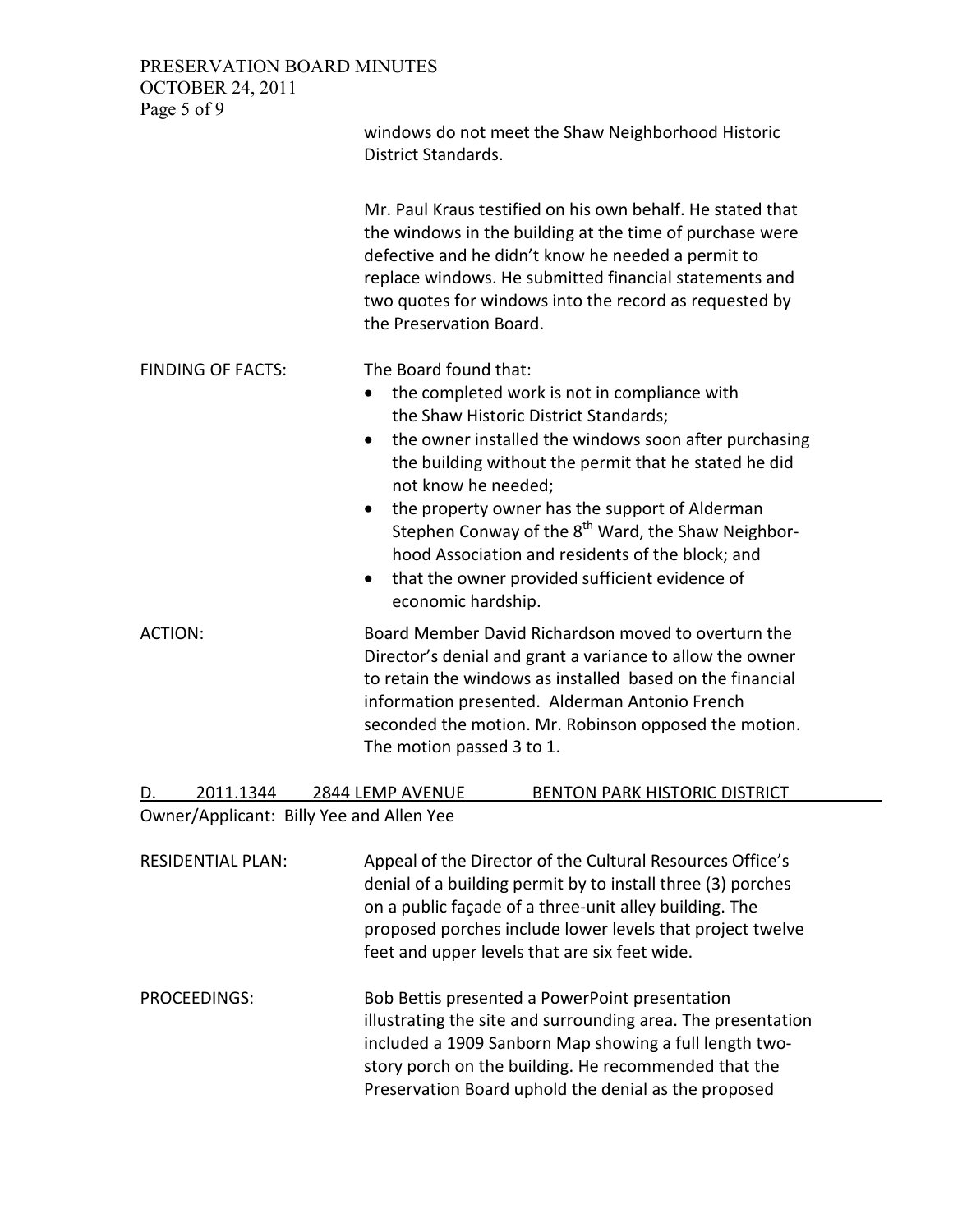windows do not meet the Shaw Neighborhood Historic District Standards.

Mr. Paul Kraus testified on his own behalf. He stated that the windows in the building at the time of purchase were defective and he didn't know he needed a permit to replace windows. He submitted financial statements and two quotes for windows into the record as requested by the Preservation Board.

FINDING OF FACTS: The Board found that:

- the completed work is not in compliance with the Shaw Historic District Standards;
- the owner installed the windows soon after purchasing the building without the permit that he stated he did not know he needed;
- the property owner has the support of Alderman Stephen Conway of the 8th Ward, the Shaw Neighborhood Association and residents of the block; and
- that the owner provided sufficient evidence of economic hardship.

ACTION: Board Member David Richardson moved to overturn the Director's denial and grant a variance to allow the owner to retain the windows as installed based on the financial information presented. Alderman Antonio French seconded the motion. Mr. Robinson opposed the motion. The motion passed 3 to 1.

## D. 2011.1344 2844 LEMP AVENUE BENTON PARK HISTORIC DISTRICT

Owner/Applicant: Billy Yee and Allen Yee

RESIDENTIAL PLAN: Appeal of the Director of the Cultural Resources Office's denial of a building permit by to install three (3) porches on a public façade of a three-unit alley building. The proposed porches include lower levels that project twelve feet and upper levels that are six feet wide.

PROCEEDINGS: Bob Bettis presented a PowerPoint presentation illustrating the site and surrounding area. The presentation included a 1909 Sanborn Map showing a full length two-story porch on the building. He recommended that the Preservation Board uphold the denial as the proposed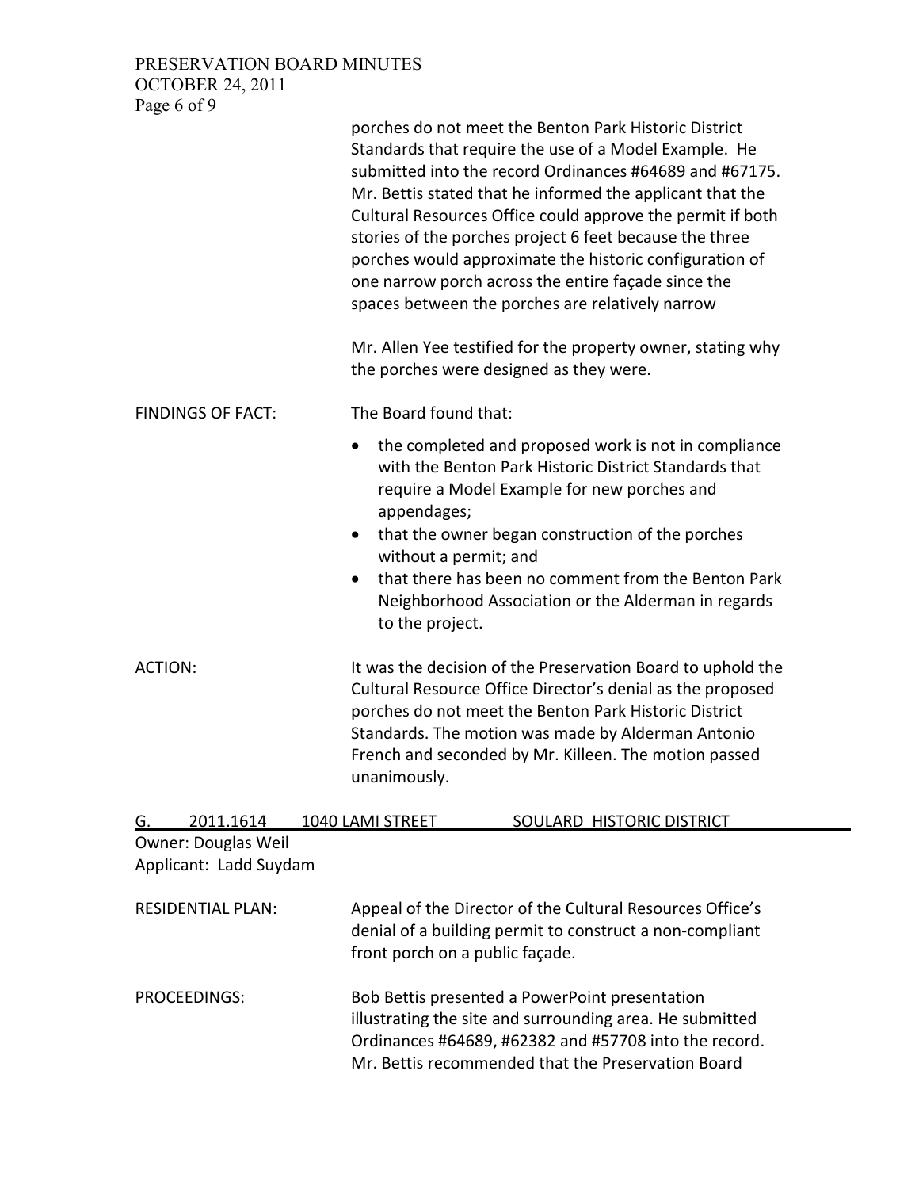porches do not meet the Benton Park Historic District Standards that require the use of a Model Example. He submitted into the record Ordinances #64689 and #67175. Mr. Bettis stated that he informed the applicant that the Cultural Resources Office could approve the permit if both stories of the porches project 6 feet because the three porches would approximate the historic configuration of one narrow porch across the entire façade since the spaces between the porches are relatively narrow

Mr. Allen Yee testified for the property owner, stating why the porches were designed as they were.

FINDINGS OF FACT: The Board found that:

- the completed and proposed work is not in compliance with the Benton Park Historic District Standards that require a Model Example for new porches and appendages;
- that the owner began construction of the porches without a permit; and
- that there has been no comment from the Benton Park Neighborhood Association or the Alderman in regards to the project.

ACTION: It was the decision of the Preservation Board to uphold the Cultural Resource Office Director's denial as the proposed porches do not meet the Benton Park Historic District Standards. The motion was made by Alderman Antonio French and seconded by Mr. Killeen. The motion passed unanimously.

## G. 2011.1614 1040 LAMI STREET SOULARD HISTORIC DISTRICT

Owner: Douglas Weil
Applicant: Ladd Suydam

RESIDENTIAL PLAN: Appeal of the Director of the Cultural Resources Office's denial of a building permit to construct a non-compliant front porch on a public façade.

PROCEEDINGS: Bob Bettis presented a PowerPoint presentation illustrating the site and surrounding area. He submitted Ordinances #64689, #62382 and #57708 into the record. Mr. Bettis recommended that the Preservation Board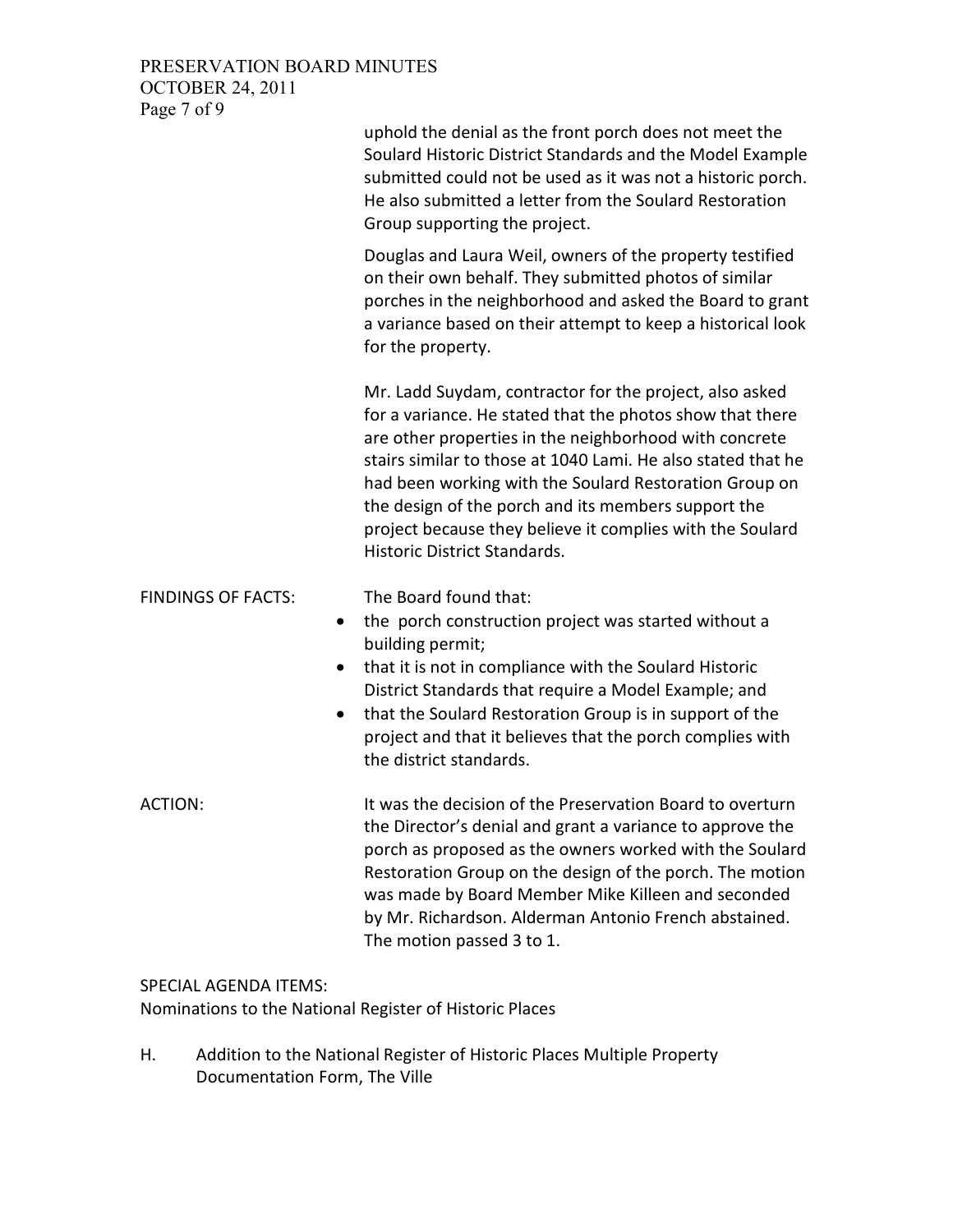uphold the denial as the front porch does not meet the Soulard Historic District Standards and the Model Example submitted could not be used as it was not a historic porch. He also submitted a letter from the Soulard Restoration Group supporting the project.

Douglas and Laura Weil, owners of the property testified on their own behalf. They submitted photos of similar porches in the neighborhood and asked the Board to grant a variance based on their attempt to keep a historical look for the property.

Mr. Ladd Suydam, contractor for the project, also asked for a variance. He stated that the photos show that there are other properties in the neighborhood with concrete stairs similar to those at 1040 Lami. He also stated that he had been working with the Soulard Restoration Group on the design of the porch and its members support the project because they believe it complies with the Soulard Historic District Standards.

FINDINGS OF FACTS: The Board found that:

- the porch construction project was started without a building permit;
- that it is not in compliance with the Soulard Historic District Standards that require a Model Example; and
- that the Soulard Restoration Group is in support of the project and that it believes that the porch complies with the district standards.

ACTION: It was the decision of the Preservation Board to overturn the Director's denial and grant a variance to approve the porch as proposed as the owners worked with the Soulard Restoration Group on the design of the porch. The motion was made by Board Member Mike Killeen and seconded by Mr. Richardson. Alderman Antonio French abstained. The motion passed 3 to 1.

SPECIAL AGENDA ITEMS:
Nominations to the National Register of Historic Places

H. Addition to the National Register of Historic Places Multiple Property Documentation Form, The Ville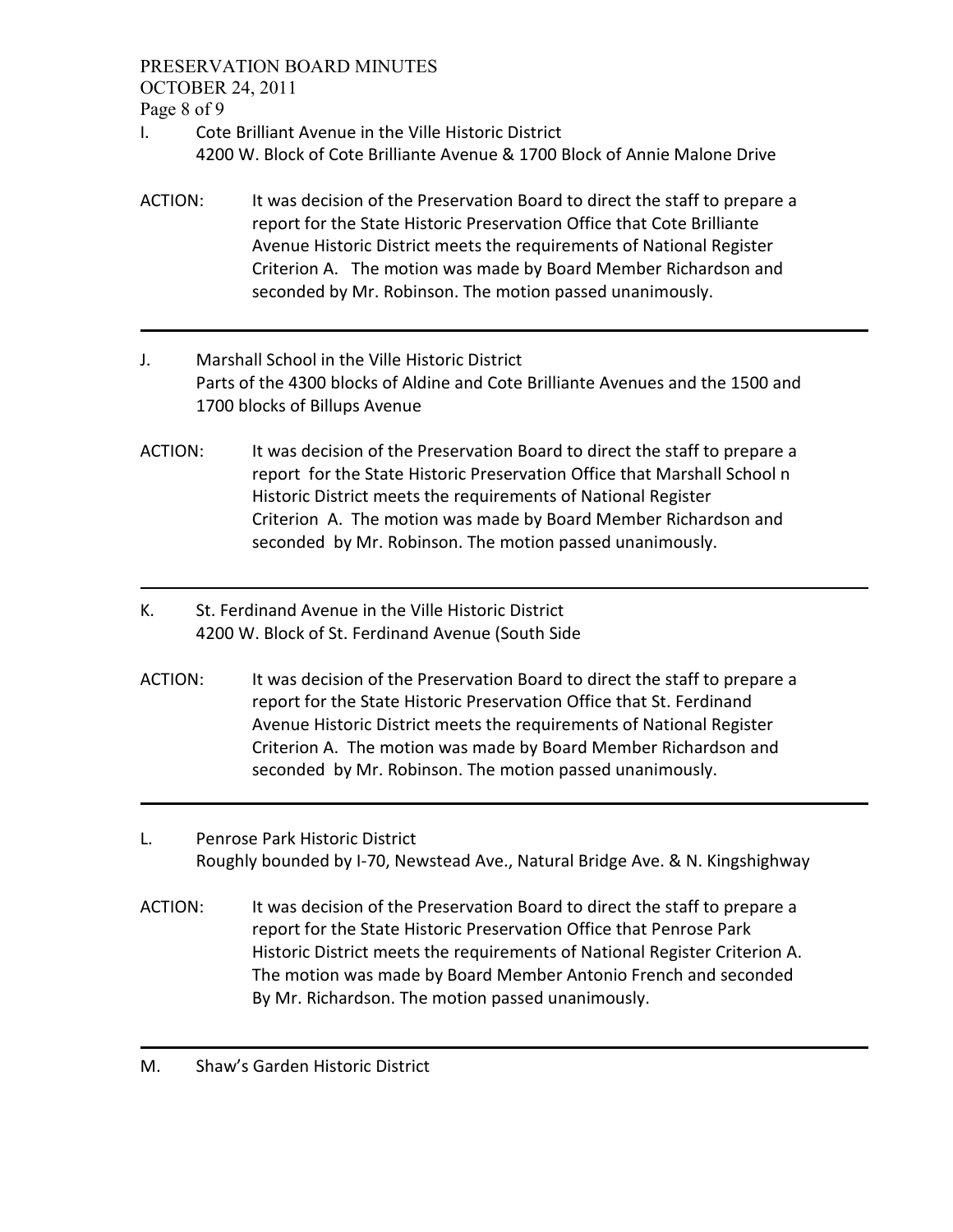I. Cote Brilliant Avenue in the Ville Historic District
4200 W. Block of Cote Brilliante Avenue & 1700 Block of Annie Malone Drive

ACTION: It was decision of the Preservation Board to direct the staff to prepare a report for the State Historic Preservation Office that Cote Brilliante Avenue Historic District meets the requirements of National Register Criterion A. The motion was made by Board Member Richardson and seconded by Mr. Robinson. The motion passed unanimously.

---

J. Marshall School in the Ville Historic District
Parts of the 4300 blocks of Aldine and Cote Brilliante Avenues and the 1500 and 1700 blocks of Billups Avenue

ACTION: It was decision of the Preservation Board to direct the staff to prepare a report for the State Historic Preservation Office that Marshall School n Historic District meets the requirements of National Register Criterion A. The motion was made by Board Member Richardson and seconded by Mr. Robinson. The motion passed unanimously.

---

K. St. Ferdinand Avenue in the Ville Historic District
4200 W. Block of St. Ferdinand Avenue (South Side

ACTION: It was decision of the Preservation Board to direct the staff to prepare a report for the State Historic Preservation Office that St. Ferdinand Avenue Historic District meets the requirements of National Register Criterion A. The motion was made by Board Member Richardson and seconded by Mr. Robinson. The motion passed unanimously.

---

L. Penrose Park Historic District
Roughly bounded by I-70, Newstead Ave., Natural Bridge Ave. & N. Kingshighway

ACTION: It was decision of the Preservation Board to direct the staff to prepare a report for the State Historic Preservation Office that Penrose Park Historic District meets the requirements of National Register Criterion A. The motion was made by Board Member Antonio French and seconded By Mr. Richardson. The motion passed unanimously.

---

M. Shaw's Garden Historic District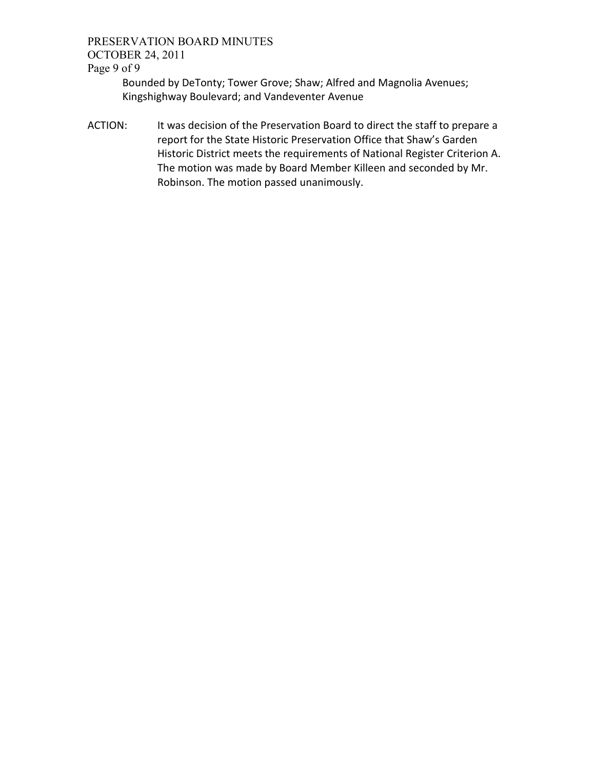Bounded by DeTonty; Tower Grove; Shaw; Alfred and Magnolia Avenues; Kingshighway Boulevard; and Vandeventer Avenue

ACTION: It was decision of the Preservation Board to direct the staff to prepare a report for the State Historic Preservation Office that Shaw's Garden Historic District meets the requirements of National Register Criterion A. The motion was made by Board Member Killeen and seconded by Mr. Robinson. The motion passed unanimously.